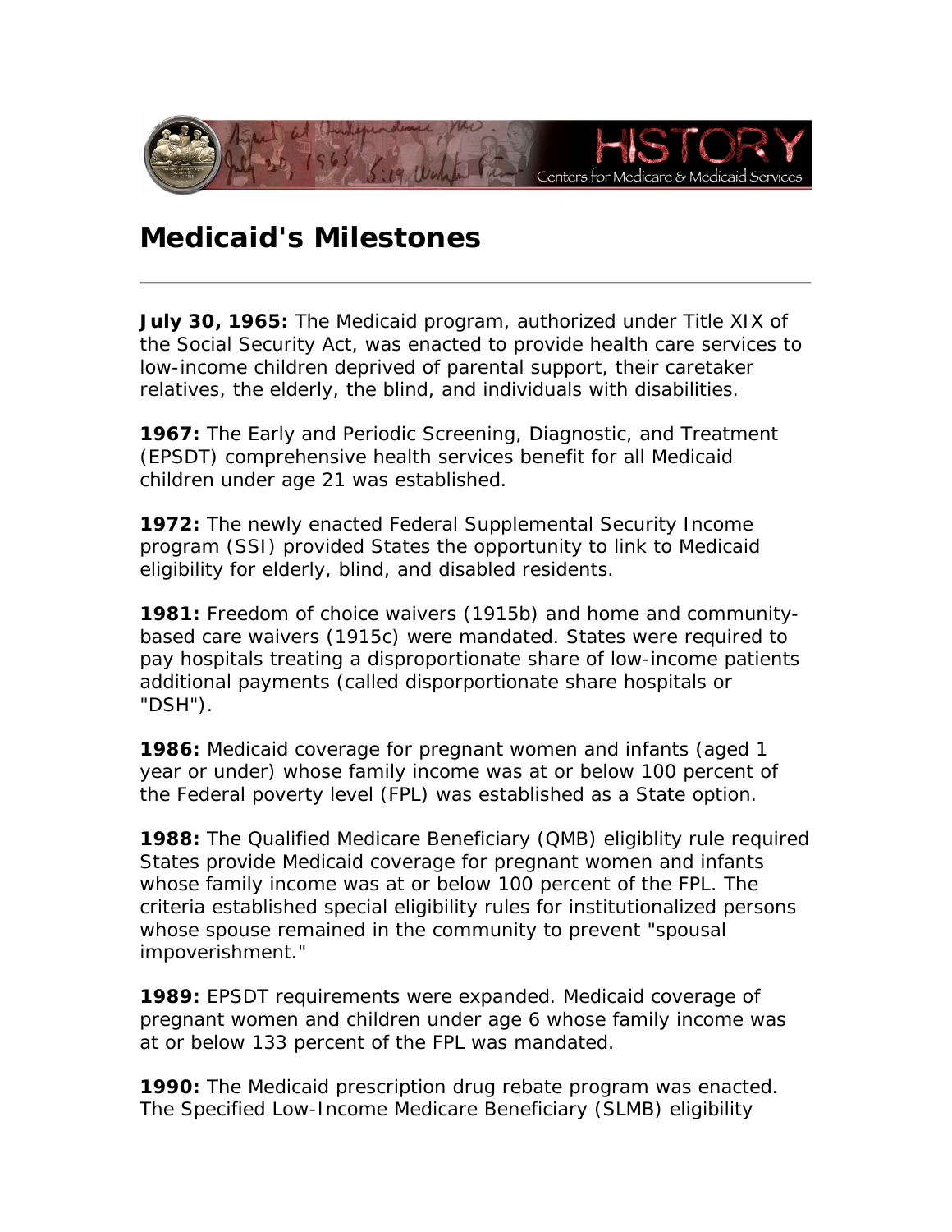# Medicaid's Milestones

---

**July 30, 1965:** The Medicaid program, authorized under Title XIX of the Social Security Act, was enacted to provide health care services to low-income children deprived of parental support, their caretaker relatives, the elderly, the blind, and individuals with disabilities.

**1967:** The Early and Periodic Screening, Diagnostic, and Treatment (EPSDT) comprehensive health services benefit for all Medicaid children under age 21 was established.

**1972:** The newly enacted Federal Supplemental Security Income program (SSI) provided States the opportunity to link to Medicaid eligibility for elderly, blind, and disabled residents.

**1981:** Freedom of choice waivers (1915b) and home and community-based care waivers (1915c) were mandated. States were required to pay hospitals treating a disproportionate share of low-income patients additional payments (called disporportionate share hospitals or "DSH").

**1986:** Medicaid coverage for pregnant women and infants (aged 1 year or under) whose family income was at or below 100 percent of the Federal poverty level (FPL) was established as a State option.

**1988:** The Qualified Medicare Beneficiary (QMB) eligiblity rule required States provide Medicaid coverage for pregnant women and infants whose family income was at or below 100 percent of the FPL. The criteria established special eligibility rules for institutionalized persons whose spouse remained in the community to prevent "spousal impoverishment."

**1989:** EPSDT requirements were expanded. Medicaid coverage of pregnant women and children under age 6 whose family income was at or below 133 percent of the FPL was mandated.

**1990:** The Medicaid prescription drug rebate program was enacted. The Specified Low-Income Medicare Beneficiary (SLMB) eligibility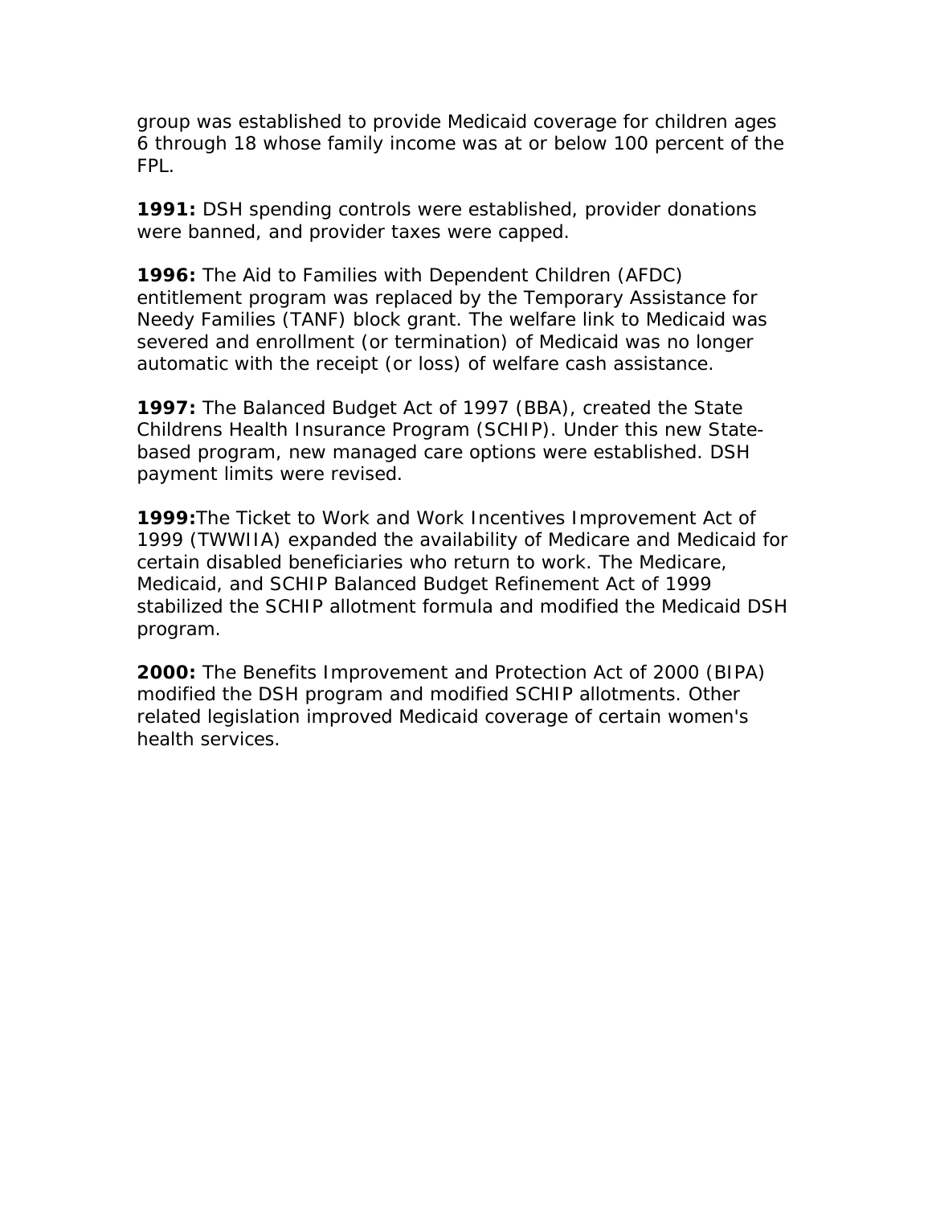group was established to provide Medicaid coverage for children ages 6 through 18 whose family income was at or below 100 percent of the FPL.

**1991:** DSH spending controls were established, provider donations were banned, and provider taxes were capped.

**1996:** The Aid to Families with Dependent Children (AFDC) entitlement program was replaced by the Temporary Assistance for Needy Families (TANF) block grant. The welfare link to Medicaid was severed and enrollment (or termination) of Medicaid was no longer automatic with the receipt (or loss) of welfare cash assistance.

**1997:** The Balanced Budget Act of 1997 (BBA), created the State Childrens Health Insurance Program (SCHIP). Under this new State-based program, new managed care options were established. DSH payment limits were revised.

**1999:**The Ticket to Work and Work Incentives Improvement Act of 1999 (TWWIIA) expanded the availability of Medicare and Medicaid for certain disabled beneficiaries who return to work. The Medicare, Medicaid, and SCHIP Balanced Budget Refinement Act of 1999 stabilized the SCHIP allotment formula and modified the Medicaid DSH program.

**2000:** The Benefits Improvement and Protection Act of 2000 (BIPA) modified the DSH program and modified SCHIP allotments. Other related legislation improved Medicaid coverage of certain women's health services.